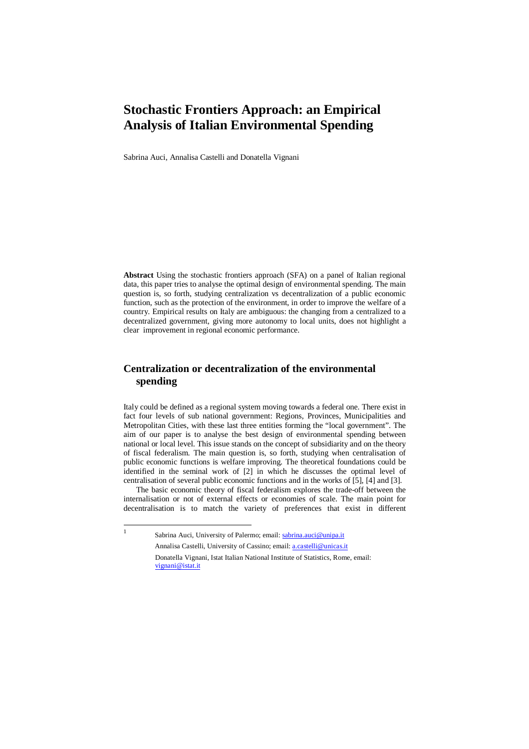# Stochastic Frontiers Approach: an Empirical Analysis of Italian Environmental Spending

Sabrina Auci, Annalisa Castelli and Donatella Vignani

**Abstract** Using the stochastic frontiers approach (SFA) on a panel of Italian regional data, this paper tries to analyse the optimal design of environmental spending. The main question is, so forth, studying centralization vs decentralization of a public economic function, such as the protection of the environment, in order to improve the welfare of a country. Empirical results on Italy are ambiguous: the changing from a centralized to a decentralized government, giving more autonomy to local units, does not highlight a clear improvement in regional economic performance.

## Centralization or decentralization of the environmental spending

Italy could be defined as a regional system moving towards a federal one. There exist in fact four levels of sub national government: Regions, Provinces, Municipalities and Metropolitan Cities, with these last three entities forming the "local government". The aim of our paper is to analyse the best design of environmental spending between national or local level. This issue stands on the concept of subsidiarity and on the theory of fiscal federalism. The main question is, so forth, studying when centralisation of public economic functions is welfare improving. The theoretical foundations could be identified in the seminal work of [2] in which he discusses the optimal level of centralisation of several public economic functions and in the works of [5], [4] and [3].

The basic economic theory of fiscal federalism explores the trade-off between the internalisation or not of external effects or economies of scale. The main point for decentralisation is to match the variety of preferences that exist in different

---

[1] Sabrina Auci, University of Palermo; email: sabrina.auci@unipa.it

Annalisa Castelli, University of Cassino; email: a.castelli@unicas.it

Donatella Vignani, Istat Italian National Institute of Statistics, Rome, email: vignani@istat.it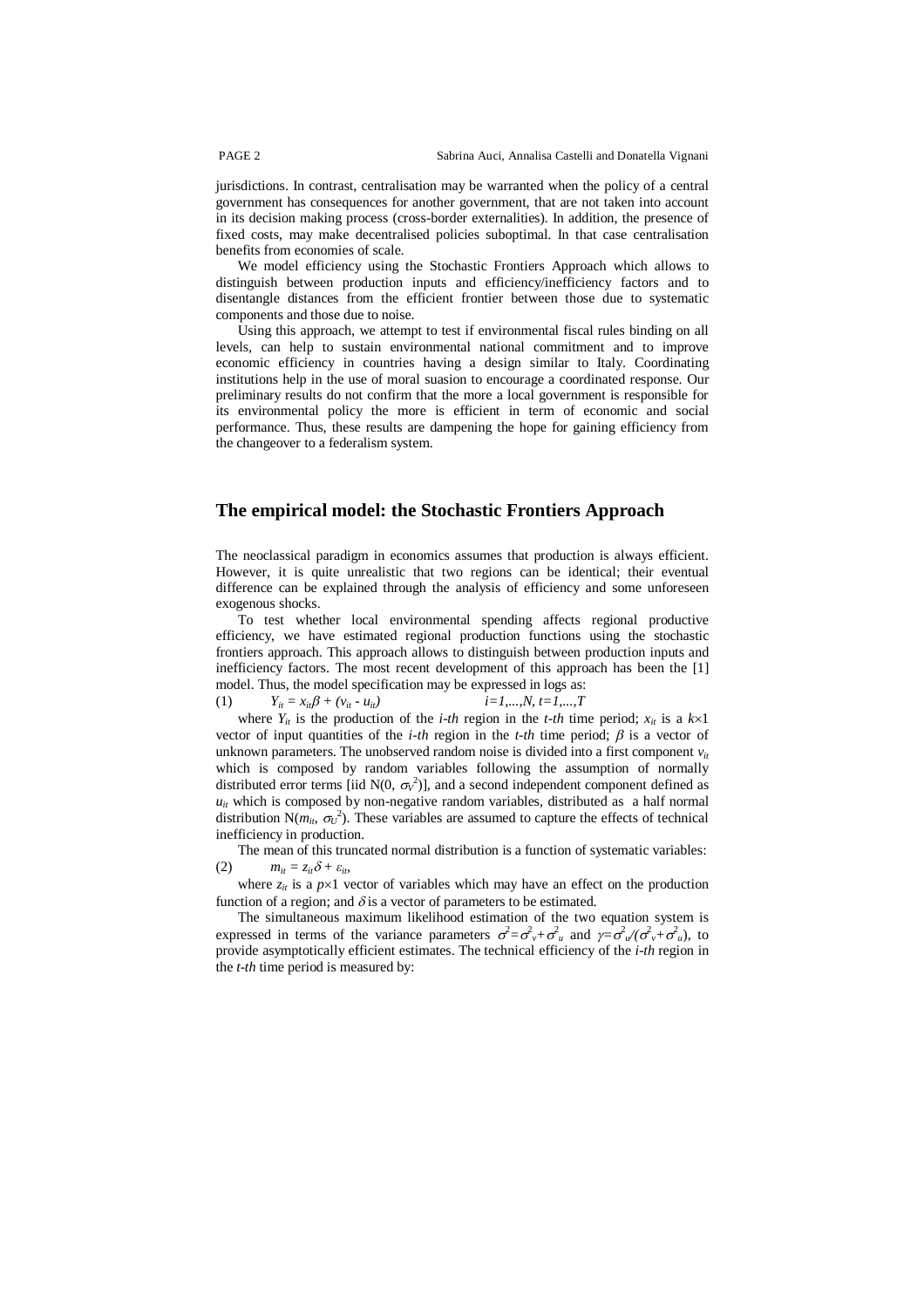jurisdictions. In contrast, centralisation may be warranted when the policy of a central government has consequences for another government, that are not taken into account in its decision making process (cross-border externalities). In addition, the presence of fixed costs, may make decentralised policies suboptimal. In that case centralisation benefits from economies of scale.

We model efficiency using the Stochastic Frontiers Approach which allows to distinguish between production inputs and efficiency/inefficiency factors and to disentangle distances from the efficient frontier between those due to systematic components and those due to noise.

Using this approach, we attempt to test if environmental fiscal rules binding on all levels, can help to sustain environmental national commitment and to improve economic efficiency in countries having a design similar to Italy. Coordinating institutions help in the use of moral suasion to encourage a coordinated response. Our preliminary results do not confirm that the more a local government is responsible for its environmental policy the more is efficient in term of economic and social performance. Thus, these results are dampening the hope for gaining efficiency from the changeover to a federalism system.

## The empirical model: the Stochastic Frontiers Approach

The neoclassical paradigm in economics assumes that production is always efficient. However, it is quite unrealistic that two regions can be identical; their eventual difference can be explained through the analysis of efficiency and some unforeseen exogenous shocks.

To test whether local environmental spending affects regional productive efficiency, we have estimated regional production functions using the stochastic frontiers approach. This approach allows to distinguish between production inputs and inefficiency factors. The most recent development of this approach has been the [1] model. Thus, the model specification may be expressed in logs as:

(1) $\quad Y_{it} = x_{it}\beta + (v_{it} - u_{it}) \qquad\qquad i=1,\dots,N,\ t=1,\dots,T$

where $Y_{it}$ is the production of the *i-th* region in the *t-th* time period; $x_{it}$ is a $k\times1$ vector of input quantities of the *i-th* region in the *t-th* time period; $\beta$ is a vector of unknown parameters. The unobserved random noise is divided into a first component $v_{it}$ which is composed by random variables following the assumption of normally distributed error terms [iid $N(0, \sigma_V^2)$], and a second independent component defined as $u_{it}$ which is composed by non-negative random variables, distributed as a half normal distribution $N(m_{it}, \sigma_U^2)$. These variables are assumed to capture the effects of technical inefficiency in production.

The mean of this truncated normal distribution is a function of systematic variables:

(2) $\quad m_{it} = z_{it}\delta + \varepsilon_{it}$,

where $z_{it}$ is a $p\times1$ vector of variables which may have an effect on the production function of a region; and $\delta$ is a vector of parameters to be estimated.

The simultaneous maximum likelihood estimation of the two equation system is expressed in terms of the variance parameters $\sigma^2=\sigma^2_v+\sigma^2_u$ and $\gamma=\sigma^2_u/(\sigma^2_v+\sigma^2_u)$, to provide asymptotically efficient estimates. The technical efficiency of the *i-th* region in the *t-th* time period is measured by: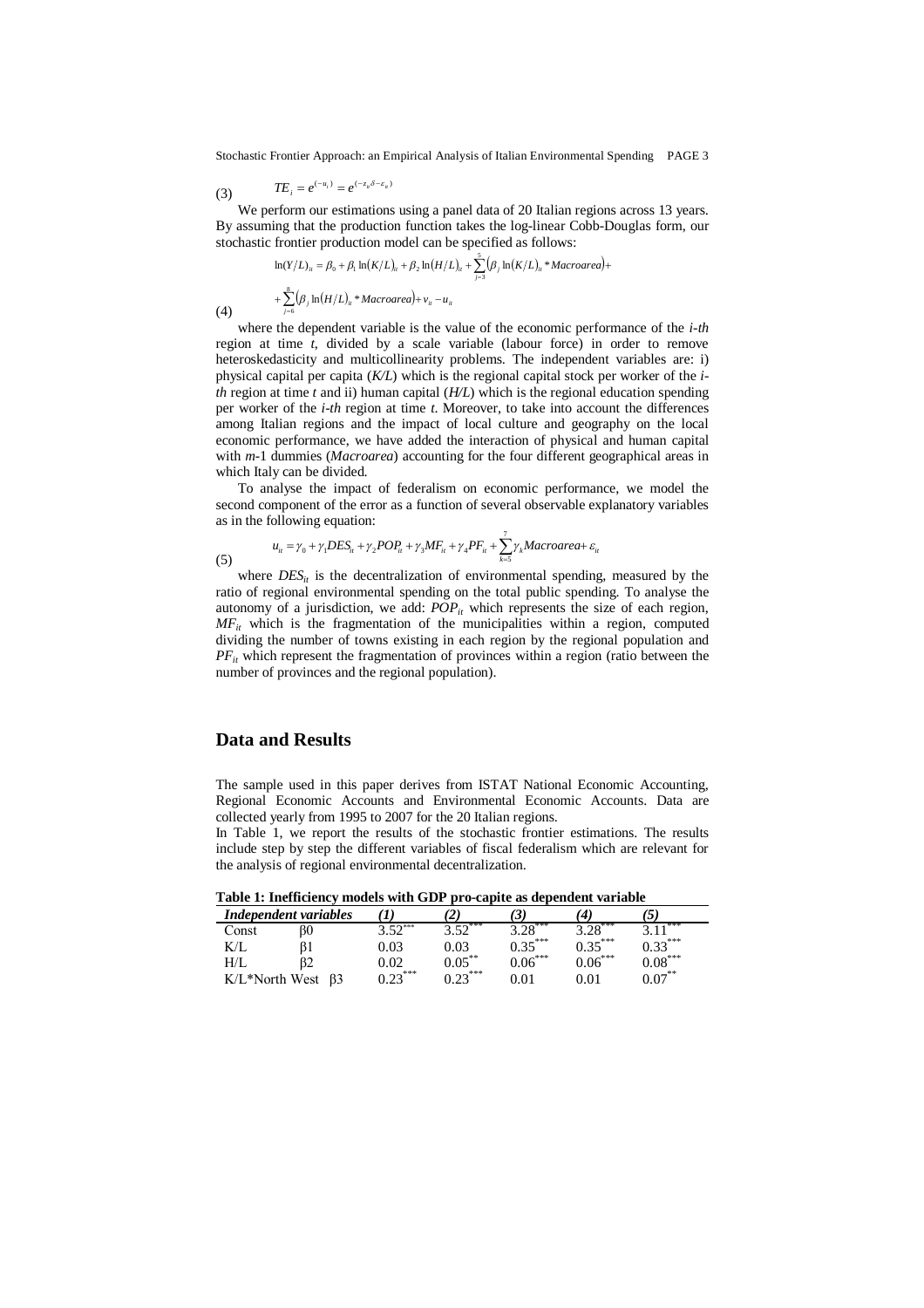$$TE_i = e^{(-u_i)} = e^{(-z_{it}\delta - \varepsilon_{it})} \quad (3)$$

We perform our estimations using a panel data of 20 Italian regions across 13 years. By assuming that the production function takes the log-linear Cobb-Douglas form, our stochastic frontier production model can be specified as follows:

$$\ln(Y/L)_{it} = \beta_0 + \beta_1 \ln(K/L)_{it} + \beta_2 \ln(H/L)_{it} + \sum_{j=3}^{5}\left(\beta_j \ln(K/L)_{it} * Macroarea\right) + \sum_{j=6}^{8}\left(\beta_j \ln(H/L)_{it} * Macroarea\right) + v_{it} - u_{it} \quad (4)$$

where the dependent variable is the value of the economic performance of the *i-th* region at time *t*, divided by a scale variable (labour force) in order to remove heteroskedasticity and multicollinearity problems. The independent variables are: i) physical capital per capita (*K/L*) which is the regional capital stock per worker of the *i-th* region at time *t* and ii) human capital (*H/L*) which is the regional education spending per worker of the *i-th* region at time *t*. Moreover, to take into account the differences among Italian regions and the impact of local culture and geography on the local economic performance, we have added the interaction of physical and human capital with *m*-1 dummies (*Macroarea*) accounting for the four different geographical areas in which Italy can be divided.

To analyse the impact of federalism on economic performance, we model the second component of the error as a function of several observable explanatory variables as in the following equation:

$$u_{it} = \gamma_0 + \gamma_1 DES_{it} + \gamma_2 POP_{it} + \gamma_3 MF_{it} + \gamma_4 PF_{it} + \sum_{k=5}^{7}\gamma_k Macroarea + \varepsilon_{it} \quad (5)$$

where $DES_{it}$ is the decentralization of environmental spending, measured by the ratio of regional environmental spending on the total public spending. To analyse the autonomy of a jurisdiction, we add: $POP_{it}$ which represents the size of each region, $MF_{it}$ which is the fragmentation of the municipalities within a region, computed dividing the number of towns existing in each region by the regional population and $PF_{it}$ which represent the fragmentation of provinces within a region (ratio between the number of provinces and the regional population).

## Data and Results

The sample used in this paper derives from ISTAT National Economic Accounting, Regional Economic Accounts and Environmental Economic Accounts. Data are collected yearly from 1995 to 2007 for the 20 Italian regions.

In Table 1, we report the results of the stochastic frontier estimations. The results include step by step the different variables of fiscal federalism which are relevant for the analysis of regional environmental decentralization.

**Table 1: Inefficiency models with GDP pro-capite as dependent variable**

| *Independent variables* | | *(1)* | *(2)* | *(3)* | *(4)* | *(5)* |
|---|---|---|---|---|---|---|
| Const | β0 | 3.52*** | 3.52*** | 3.28*** | 3.28*** | 3.11*** |
| K/L | β1 | 0.03 | 0.03 | 0.35*** | 0.35*** | 0.33*** |
| H/L | β2 | 0.02 | 0.05** | 0.06*** | 0.06*** | 0.08*** |
| K/L*North West | β3 | 0.23*** | 0.23*** | 0.01 | 0.01 | 0.07** |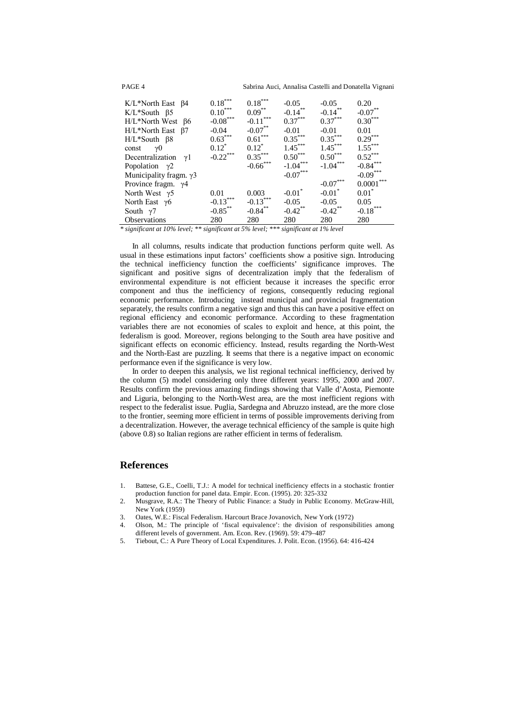| | | | | | |
|---|---|---|---|---|---|
| K/L*North East $\beta 4$ | $0.18^{***}$ | $0.18^{***}$ | -0.05 | -0.05 | 0.20 |
| K/L*South $\beta 5$ | $0.10^{***}$ | $0.09^{**}$ | $-0.14^{**}$ | $-0.14^{**}$ | $-0.07^{**}$ |
| H/L*North West $\beta 6$ | $-0.08^{***}$ | $-0.11^{***}$ | $0.37^{***}$ | $0.37^{***}$ | $0.30^{***}$ |
| H/L*North East $\beta 7$ | -0.04 | $-0.07^{**}$ | -0.01 | -0.01 | 0.01 |
| H/L*South $\beta 8$ | $0.63^{***}$ | $0.61^{***}$ | $0.35^{***}$ | $0.35^{***}$ | $0.29^{***}$ |
| const $\gamma 0$ | $0.12^{*}$ | $0.12^{*}$ | $1.45^{***}$ | $1.45^{***}$ | $1.55^{***}$ |
| Decentralization $\gamma 1$ | $-0.22^{***}$ | $0.35^{***}$ | $0.50^{***}$ | $0.50^{***}$ | $0.52^{***}$ |
| Popolation $\gamma 2$ | | $-0.66^{***}$ | $-1.04^{***}$ | $-1.04^{***}$ | $-0.84^{***}$ |
| Municipality fragm. $\gamma 3$ | | | $-0.07^{***}$ | | $-0.09^{***}$ |
| Province fragm. $\gamma 4$ | | | | $-0.07^{***}$ | $0.0001^{***}$ |
| North West $\gamma 5$ | 0.01 | 0.003 | $-0.01^{*}$ | $-0.01^{*}$ | $0.01^{*}$ |
| North East $\gamma 6$ | $-0.13^{***}$ | $-0.13^{***}$ | -0.05 | -0.05 | 0.05 |
| South $\gamma 7$ | $-0.85^{**}$ | $-0.84^{**}$ | $-0.42^{**}$ | $-0.42^{**}$ | $-0.18^{***}$ |
| Observations | 280 | 280 | 280 | 280 | 280 |

*\* significant at 10% level; \*\* significant at 5% level; \*\*\* significant at 1% level*

In all columns, results indicate that production functions perform quite well. As usual in these estimations input factors' coefficients show a positive sign. Introducing the technical inefficiency function the coefficients' significance improves. The significant and positive signs of decentralization imply that the federalism of environmental expenditure is not efficient because it increases the specific error component and thus the inefficiency of regions, consequently reducing regional economic performance. Introducing instead municipal and provincial fragmentation separately, the results confirm a negative sign and thus this can have a positive effect on regional efficiency and economic performance. According to these fragmentation variables there are not economies of scales to exploit and hence, at this point, the federalism is good. Moreover, regions belonging to the South area have positive and significant effects on economic efficiency. Instead, results regarding the North-West and the North-East are puzzling. It seems that there is a negative impact on economic performance even if the significance is very low.

In order to deepen this analysis, we list regional technical inefficiency, derived by the column (5) model considering only three different years: 1995, 2000 and 2007. Results confirm the previous amazing findings showing that Valle d'Aosta, Piemonte and Liguria, belonging to the North-West area, are the most inefficient regions with respect to the federalist issue. Puglia, Sardegna and Abruzzo instead, are the more close to the frontier, seeming more efficient in terms of possible improvements deriving from a decentralization. However, the average technical efficiency of the sample is quite high (above 0.8) so Italian regions are rather efficient in terms of federalism.

## References

1. Battese, G.E., Coelli, T.J.: A model for technical inefficiency effects in a stochastic frontier production function for panel data. Empir. Econ. (1995). 20: 325-332
2. Musgrave, R.A.: The Theory of Public Finance: a Study in Public Economy. McGraw-Hill, New York (1959)
3. Oates, W.E.: Fiscal Federalism. Harcourt Brace Jovanovich, New York (1972)
4. Olson, M.: The principle of 'fiscal equivalence': the division of responsibilities among different levels of government. Am. Econ. Rev. (1969). 59: 479–487
5. Tiebout, C.: A Pure Theory of Local Expenditures. J. Polit. Econ. (1956). 64: 416-424